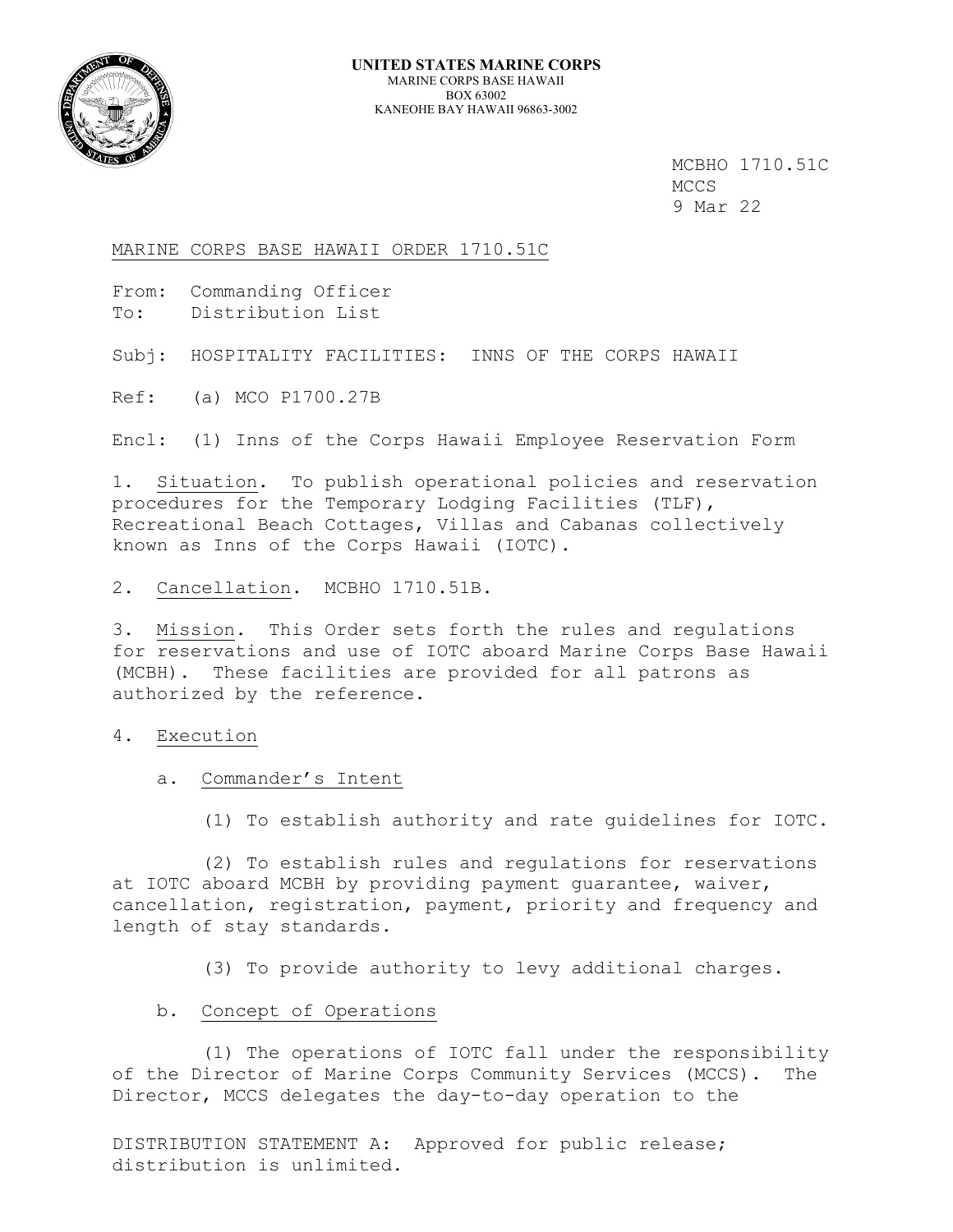**UNITED STATES MARINE CORPS**
MARINE CORPS BASE HAWAII
BOX 63002
KANEOHE BAY HAWAII 96863-3002

MCBHO 1710.51C
MCCS
9 Mar 22

MARINE CORPS BASE HAWAII ORDER 1710.51C

From: Commanding Officer
To: Distribution List

Subj: HOSPITALITY FACILITIES: INNS OF THE CORPS HAWAII

Ref: (a) MCO P1700.27B

Encl: (1) Inns of the Corps Hawaii Employee Reservation Form

1. Situation. To publish operational policies and reservation procedures for the Temporary Lodging Facilities (TLF), Recreational Beach Cottages, Villas and Cabanas collectively known as Inns of the Corps Hawaii (IOTC).

2. Cancellation. MCBHO 1710.51B.

3. Mission. This Order sets forth the rules and regulations for reservations and use of IOTC aboard Marine Corps Base Hawaii (MCBH). These facilities are provided for all patrons as authorized by the reference.

4. Execution

a. Commander's Intent

(1) To establish authority and rate guidelines for IOTC.

(2) To establish rules and regulations for reservations at IOTC aboard MCBH by providing payment guarantee, waiver, cancellation, registration, payment, priority and frequency and length of stay standards.

(3) To provide authority to levy additional charges.

b. Concept of Operations

(1) The operations of IOTC fall under the responsibility of the Director of Marine Corps Community Services (MCCS). The Director, MCCS delegates the day-to-day operation to the

DISTRIBUTION STATEMENT A: Approved for public release; distribution is unlimited.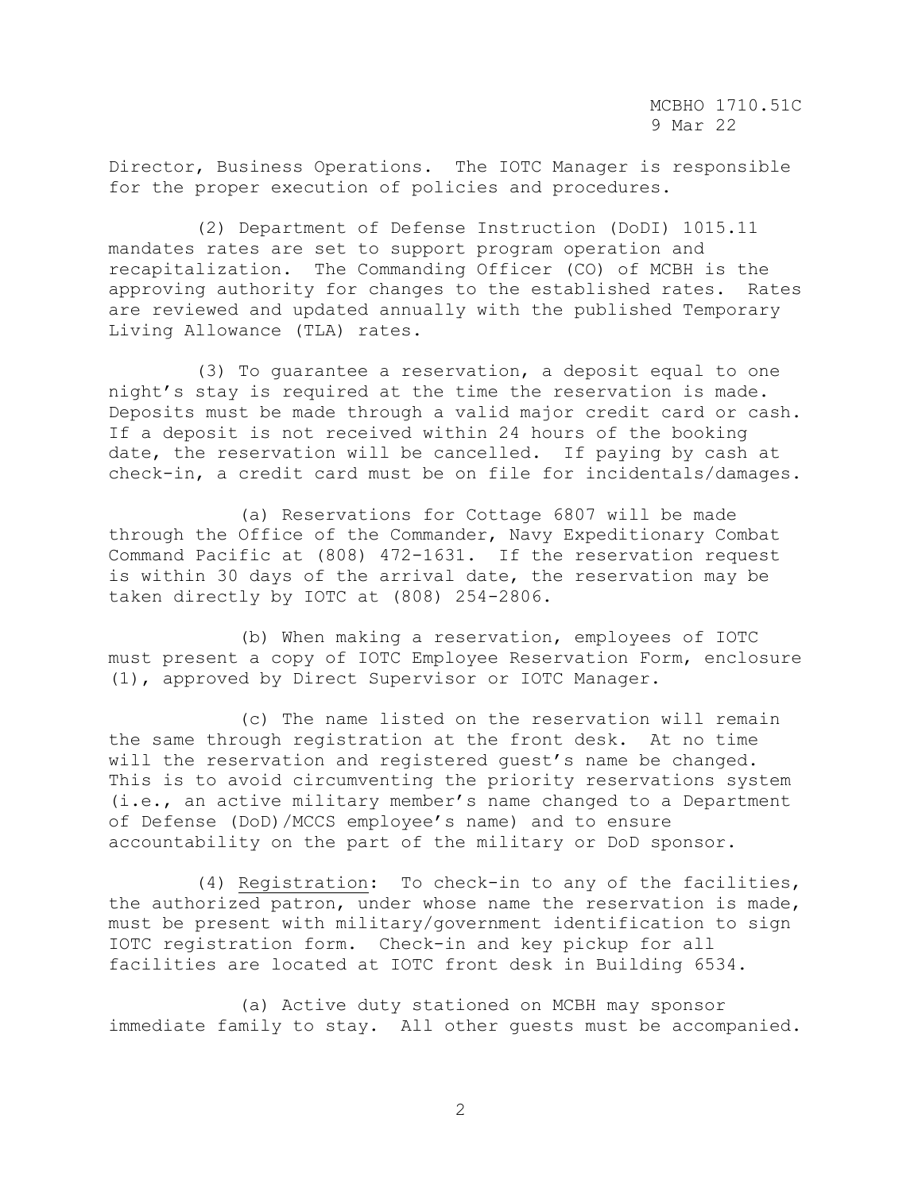Director, Business Operations. The IOTC Manager is responsible for the proper execution of policies and procedures.

(2) Department of Defense Instruction (DoDI) 1015.11 mandates rates are set to support program operation and recapitalization. The Commanding Officer (CO) of MCBH is the approving authority for changes to the established rates. Rates are reviewed and updated annually with the published Temporary Living Allowance (TLA) rates.

(3) To guarantee a reservation, a deposit equal to one night's stay is required at the time the reservation is made. Deposits must be made through a valid major credit card or cash. If a deposit is not received within 24 hours of the booking date, the reservation will be cancelled. If paying by cash at check-in, a credit card must be on file for incidentals/damages.

(a) Reservations for Cottage 6807 will be made through the Office of the Commander, Navy Expeditionary Combat Command Pacific at (808) 472-1631. If the reservation request is within 30 days of the arrival date, the reservation may be taken directly by IOTC at (808) 254-2806.

(b) When making a reservation, employees of IOTC must present a copy of IOTC Employee Reservation Form, enclosure (1), approved by Direct Supervisor or IOTC Manager.

(c) The name listed on the reservation will remain the same through registration at the front desk. At no time will the reservation and registered guest's name be changed. This is to avoid circumventing the priority reservations system (i.e., an active military member's name changed to a Department of Defense (DoD)/MCCS employee's name) and to ensure accountability on the part of the military or DoD sponsor.

(4) Registration: To check-in to any of the facilities, the authorized patron, under whose name the reservation is made, must be present with military/government identification to sign IOTC registration form. Check-in and key pickup for all facilities are located at IOTC front desk in Building 6534.

(a) Active duty stationed on MCBH may sponsor immediate family to stay. All other guests must be accompanied.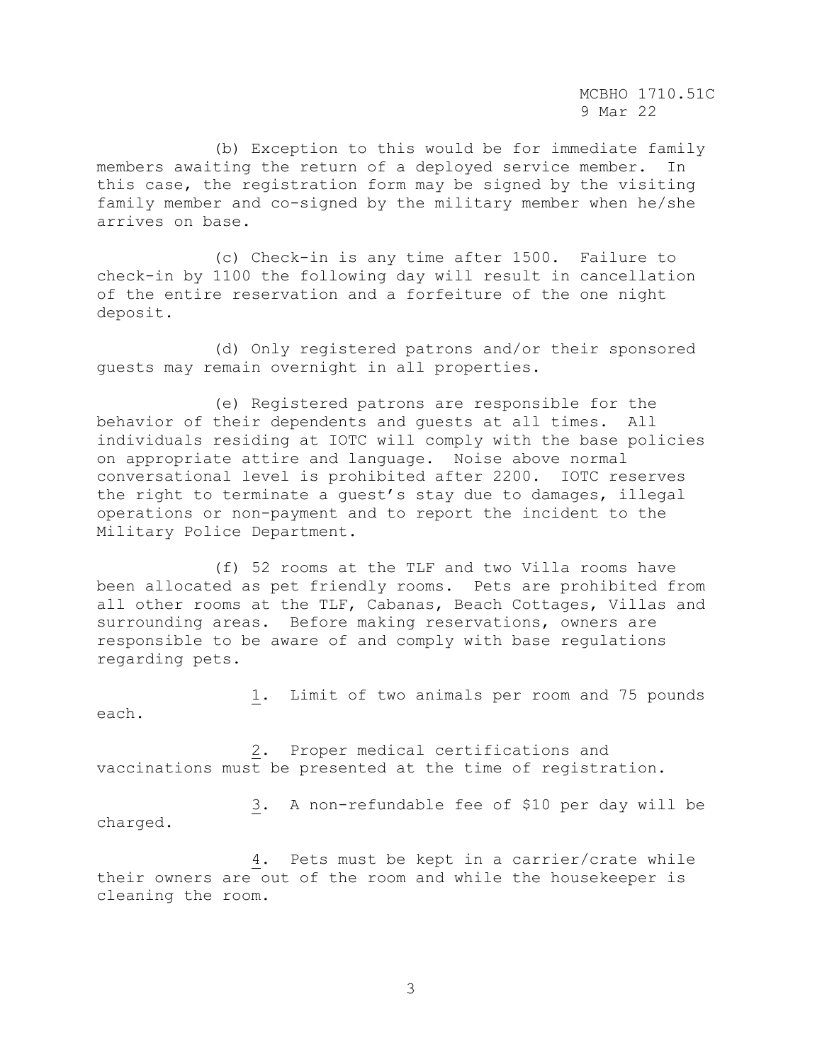(b) Exception to this would be for immediate family members awaiting the return of a deployed service member. In this case, the registration form may be signed by the visiting family member and co-signed by the military member when he/she arrives on base.

(c) Check-in is any time after 1500. Failure to check-in by 1100 the following day will result in cancellation of the entire reservation and a forfeiture of the one night deposit.

(d) Only registered patrons and/or their sponsored guests may remain overnight in all properties.

(e) Registered patrons are responsible for the behavior of their dependents and guests at all times. All individuals residing at IOTC will comply with the base policies on appropriate attire and language. Noise above normal conversational level is prohibited after 2200. IOTC reserves the right to terminate a guest's stay due to damages, illegal operations or non-payment and to report the incident to the Military Police Department.

(f) 52 rooms at the TLF and two Villa rooms have been allocated as pet friendly rooms. Pets are prohibited from all other rooms at the TLF, Cabanas, Beach Cottages, Villas and surrounding areas. Before making reservations, owners are responsible to be aware of and comply with base regulations regarding pets.

1. Limit of two animals per room and 75 pounds each.

2. Proper medical certifications and vaccinations must be presented at the time of registration.

3. A non-refundable fee of $10 per day will be charged.

4. Pets must be kept in a carrier/crate while their owners are out of the room and while the housekeeper is cleaning the room.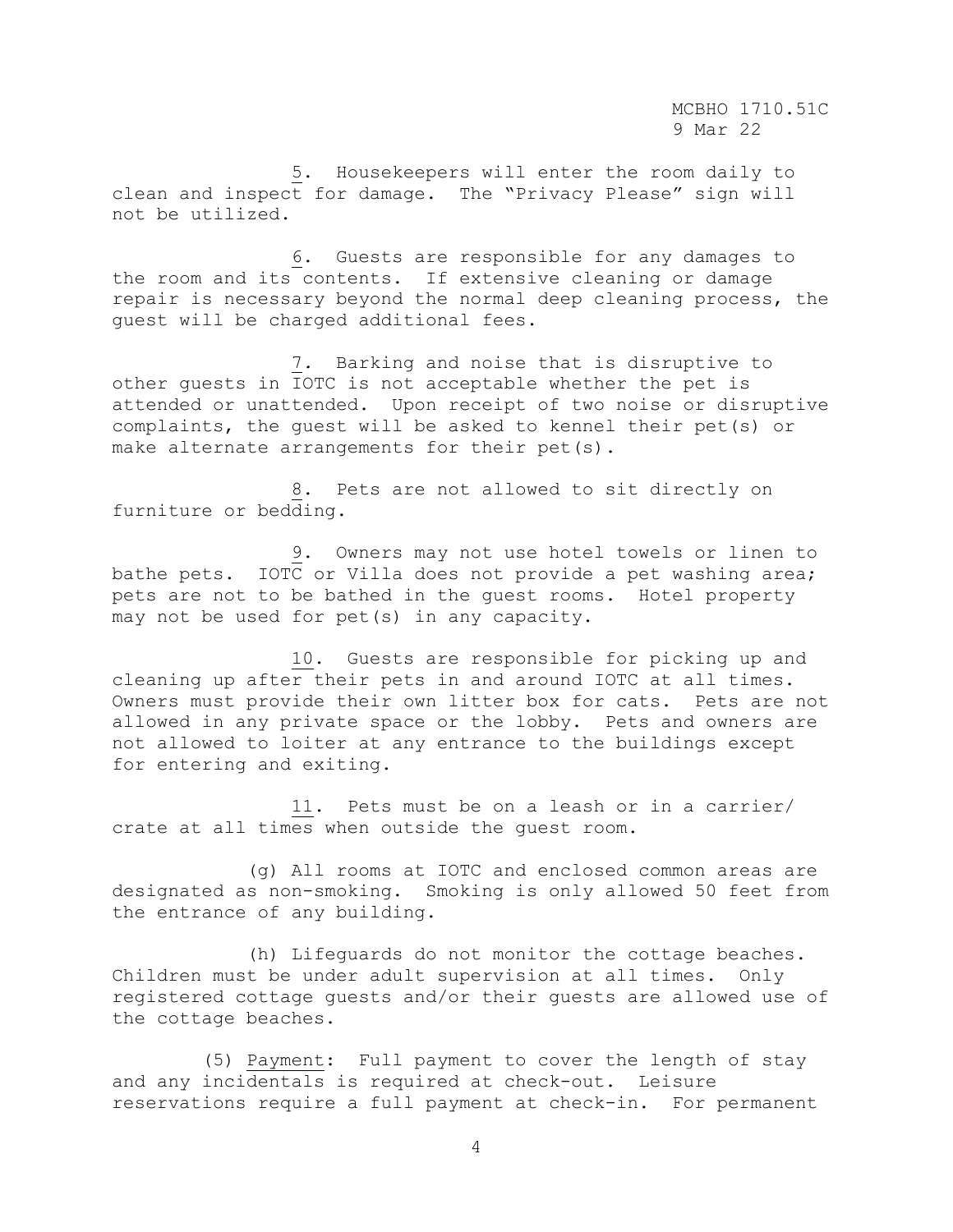5. Housekeepers will enter the room daily to clean and inspect for damage. The "Privacy Please" sign will not be utilized.

6. Guests are responsible for any damages to the room and its contents. If extensive cleaning or damage repair is necessary beyond the normal deep cleaning process, the guest will be charged additional fees.

7. Barking and noise that is disruptive to other guests in IOTC is not acceptable whether the pet is attended or unattended. Upon receipt of two noise or disruptive complaints, the guest will be asked to kennel their pet(s) or make alternate arrangements for their pet(s).

8. Pets are not allowed to sit directly on furniture or bedding.

9. Owners may not use hotel towels or linen to bathe pets. IOTC or Villa does not provide a pet washing area; pets are not to be bathed in the guest rooms. Hotel property may not be used for pet(s) in any capacity.

10. Guests are responsible for picking up and cleaning up after their pets in and around IOTC at all times. Owners must provide their own litter box for cats. Pets are not allowed in any private space or the lobby. Pets and owners are not allowed to loiter at any entrance to the buildings except for entering and exiting.

11. Pets must be on a leash or in a carrier/ crate at all times when outside the guest room.

(g) All rooms at IOTC and enclosed common areas are designated as non-smoking. Smoking is only allowed 50 feet from the entrance of any building.

(h) Lifeguards do not monitor the cottage beaches. Children must be under adult supervision at all times. Only registered cottage guests and/or their guests are allowed use of the cottage beaches.

(5) Payment: Full payment to cover the length of stay and any incidentals is required at check-out. Leisure reservations require a full payment at check-in. For permanent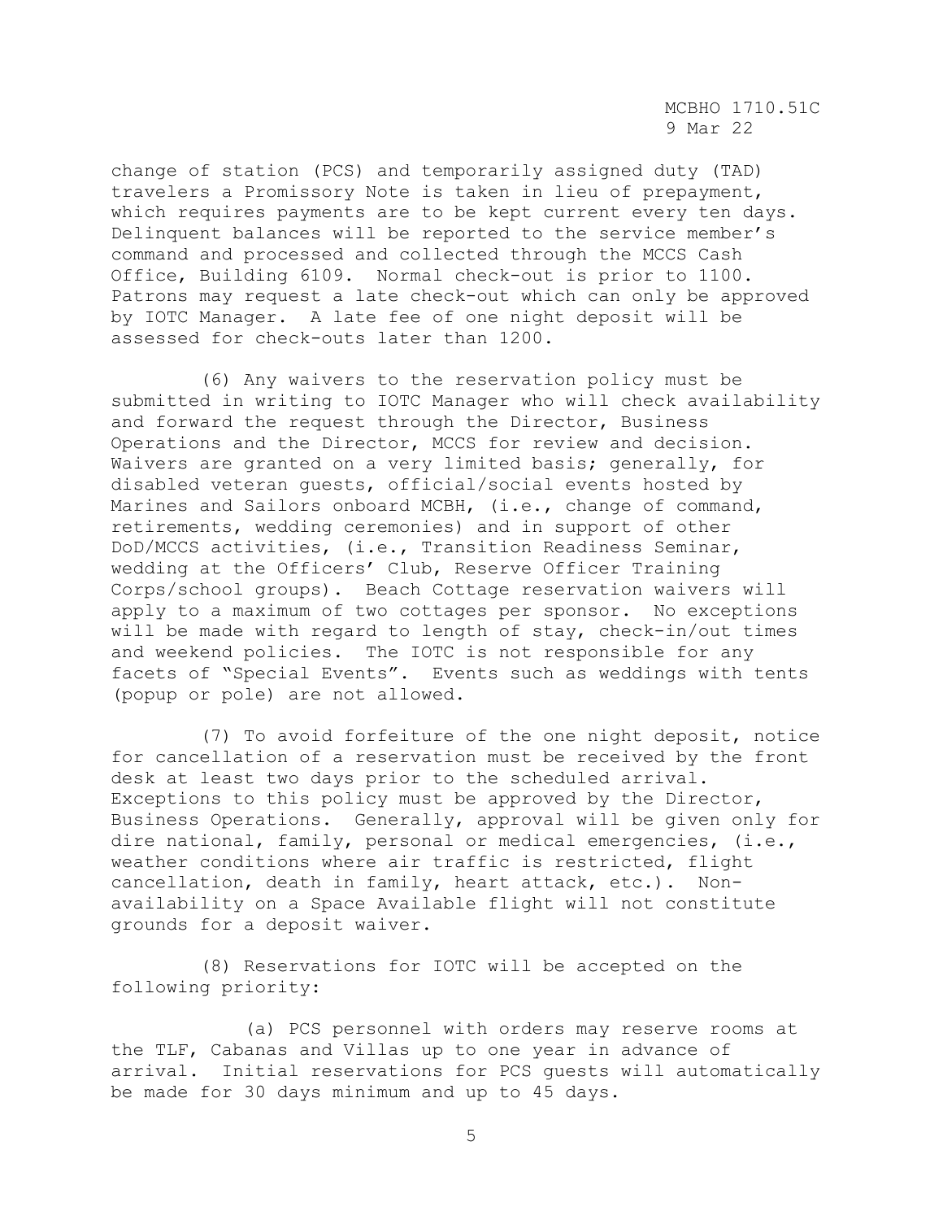change of station (PCS) and temporarily assigned duty (TAD) travelers a Promissory Note is taken in lieu of prepayment, which requires payments are to be kept current every ten days. Delinquent balances will be reported to the service member's command and processed and collected through the MCCS Cash Office, Building 6109. Normal check-out is prior to 1100. Patrons may request a late check-out which can only be approved by IOTC Manager. A late fee of one night deposit will be assessed for check-outs later than 1200.

(6) Any waivers to the reservation policy must be submitted in writing to IOTC Manager who will check availability and forward the request through the Director, Business Operations and the Director, MCCS for review and decision. Waivers are granted on a very limited basis; generally, for disabled veteran guests, official/social events hosted by Marines and Sailors onboard MCBH, (i.e., change of command, retirements, wedding ceremonies) and in support of other DoD/MCCS activities, (i.e., Transition Readiness Seminar, wedding at the Officers' Club, Reserve Officer Training Corps/school groups). Beach Cottage reservation waivers will apply to a maximum of two cottages per sponsor. No exceptions will be made with regard to length of stay, check-in/out times and weekend policies. The IOTC is not responsible for any facets of "Special Events". Events such as weddings with tents (popup or pole) are not allowed.

(7) To avoid forfeiture of the one night deposit, notice for cancellation of a reservation must be received by the front desk at least two days prior to the scheduled arrival. Exceptions to this policy must be approved by the Director, Business Operations. Generally, approval will be given only for dire national, family, personal or medical emergencies, (i.e., weather conditions where air traffic is restricted, flight cancellation, death in family, heart attack, etc.). Non-availability on a Space Available flight will not constitute grounds for a deposit waiver.

(8) Reservations for IOTC will be accepted on the following priority:

(a) PCS personnel with orders may reserve rooms at the TLF, Cabanas and Villas up to one year in advance of arrival. Initial reservations for PCS guests will automatically be made for 30 days minimum and up to 45 days.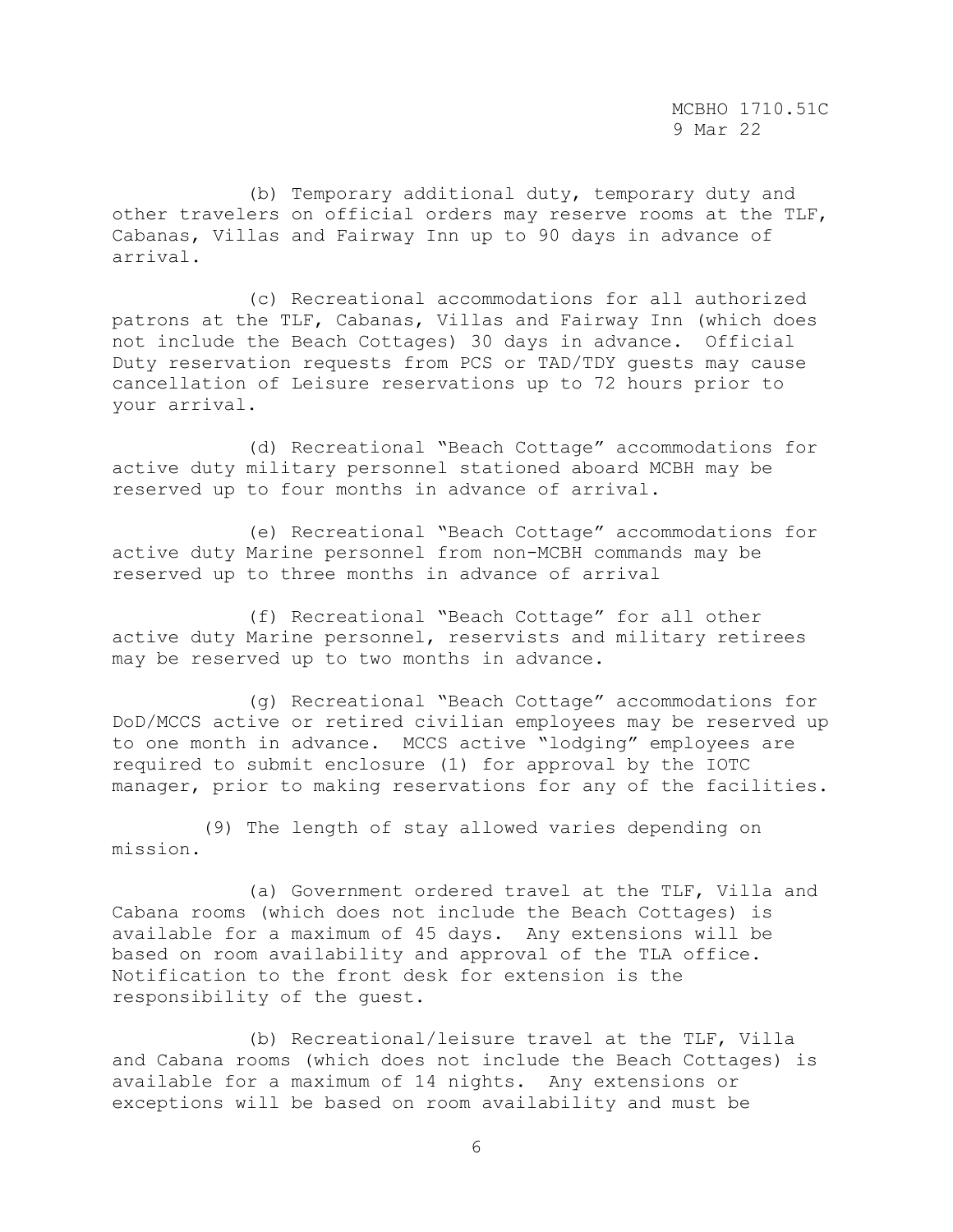(b) Temporary additional duty, temporary duty and other travelers on official orders may reserve rooms at the TLF, Cabanas, Villas and Fairway Inn up to 90 days in advance of arrival.

(c) Recreational accommodations for all authorized patrons at the TLF, Cabanas, Villas and Fairway Inn (which does not include the Beach Cottages) 30 days in advance. Official Duty reservation requests from PCS or TAD/TDY guests may cause cancellation of Leisure reservations up to 72 hours prior to your arrival.

(d) Recreational "Beach Cottage" accommodations for active duty military personnel stationed aboard MCBH may be reserved up to four months in advance of arrival.

(e) Recreational "Beach Cottage" accommodations for active duty Marine personnel from non-MCBH commands may be reserved up to three months in advance of arrival

(f) Recreational "Beach Cottage" for all other active duty Marine personnel, reservists and military retirees may be reserved up to two months in advance.

(g) Recreational "Beach Cottage" accommodations for DoD/MCCS active or retired civilian employees may be reserved up to one month in advance. MCCS active "lodging" employees are required to submit enclosure (1) for approval by the IOTC manager, prior to making reservations for any of the facilities.

(9) The length of stay allowed varies depending on mission.

(a) Government ordered travel at the TLF, Villa and Cabana rooms (which does not include the Beach Cottages) is available for a maximum of 45 days. Any extensions will be based on room availability and approval of the TLA office. Notification to the front desk for extension is the responsibility of the guest.

(b) Recreational/leisure travel at the TLF, Villa and Cabana rooms (which does not include the Beach Cottages) is available for a maximum of 14 nights. Any extensions or exceptions will be based on room availability and must be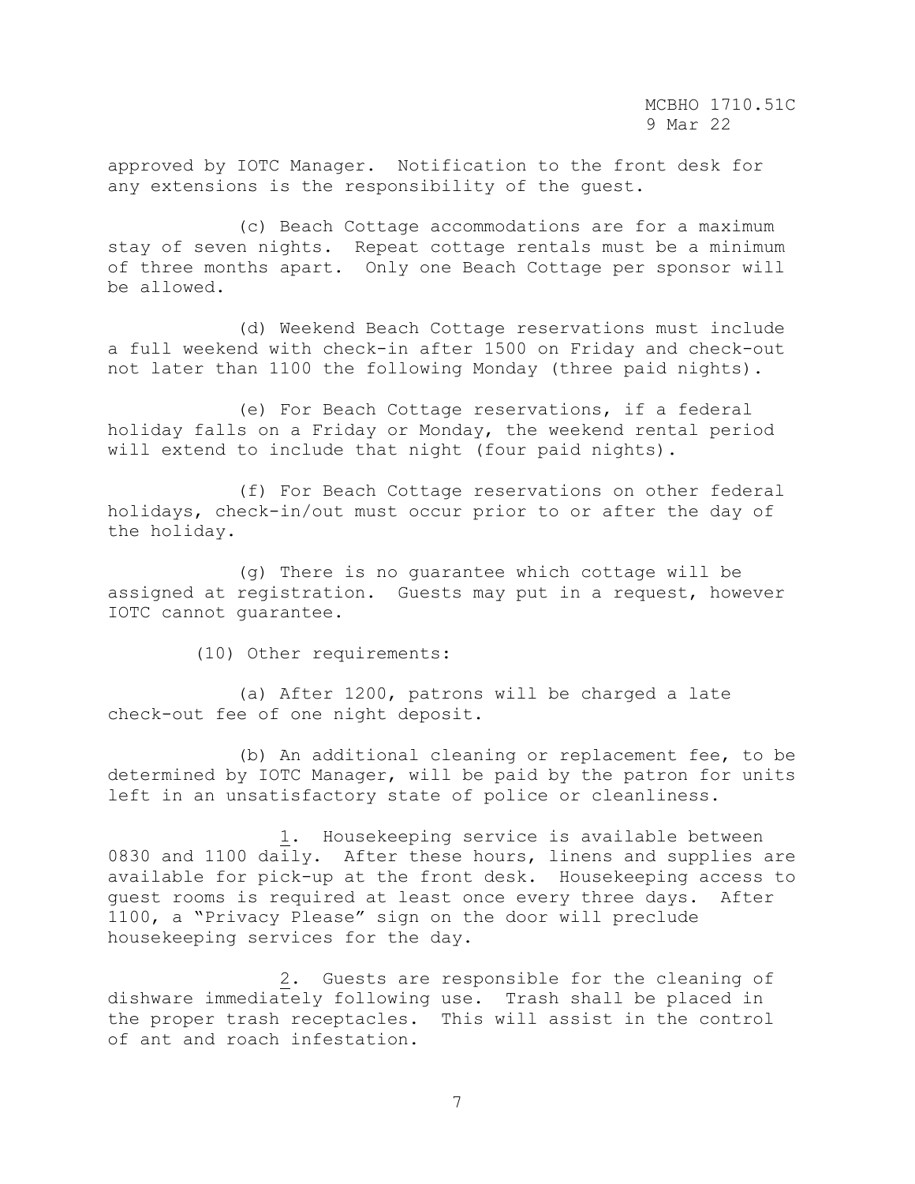approved by IOTC Manager. Notification to the front desk for any extensions is the responsibility of the guest.

(c) Beach Cottage accommodations are for a maximum stay of seven nights. Repeat cottage rentals must be a minimum of three months apart. Only one Beach Cottage per sponsor will be allowed.

(d) Weekend Beach Cottage reservations must include a full weekend with check-in after 1500 on Friday and check-out not later than 1100 the following Monday (three paid nights).

(e) For Beach Cottage reservations, if a federal holiday falls on a Friday or Monday, the weekend rental period will extend to include that night (four paid nights).

(f) For Beach Cottage reservations on other federal holidays, check-in/out must occur prior to or after the day of the holiday.

(g) There is no guarantee which cottage will be assigned at registration. Guests may put in a request, however IOTC cannot guarantee.

(10) Other requirements:

(a) After 1200, patrons will be charged a late check-out fee of one night deposit.

(b) An additional cleaning or replacement fee, to be determined by IOTC Manager, will be paid by the patron for units left in an unsatisfactory state of police or cleanliness.

1. Housekeeping service is available between 0830 and 1100 daily. After these hours, linens and supplies are available for pick-up at the front desk. Housekeeping access to guest rooms is required at least once every three days. After 1100, a "Privacy Please" sign on the door will preclude housekeeping services for the day.

2. Guests are responsible for the cleaning of dishware immediately following use. Trash shall be placed in the proper trash receptacles. This will assist in the control of ant and roach infestation.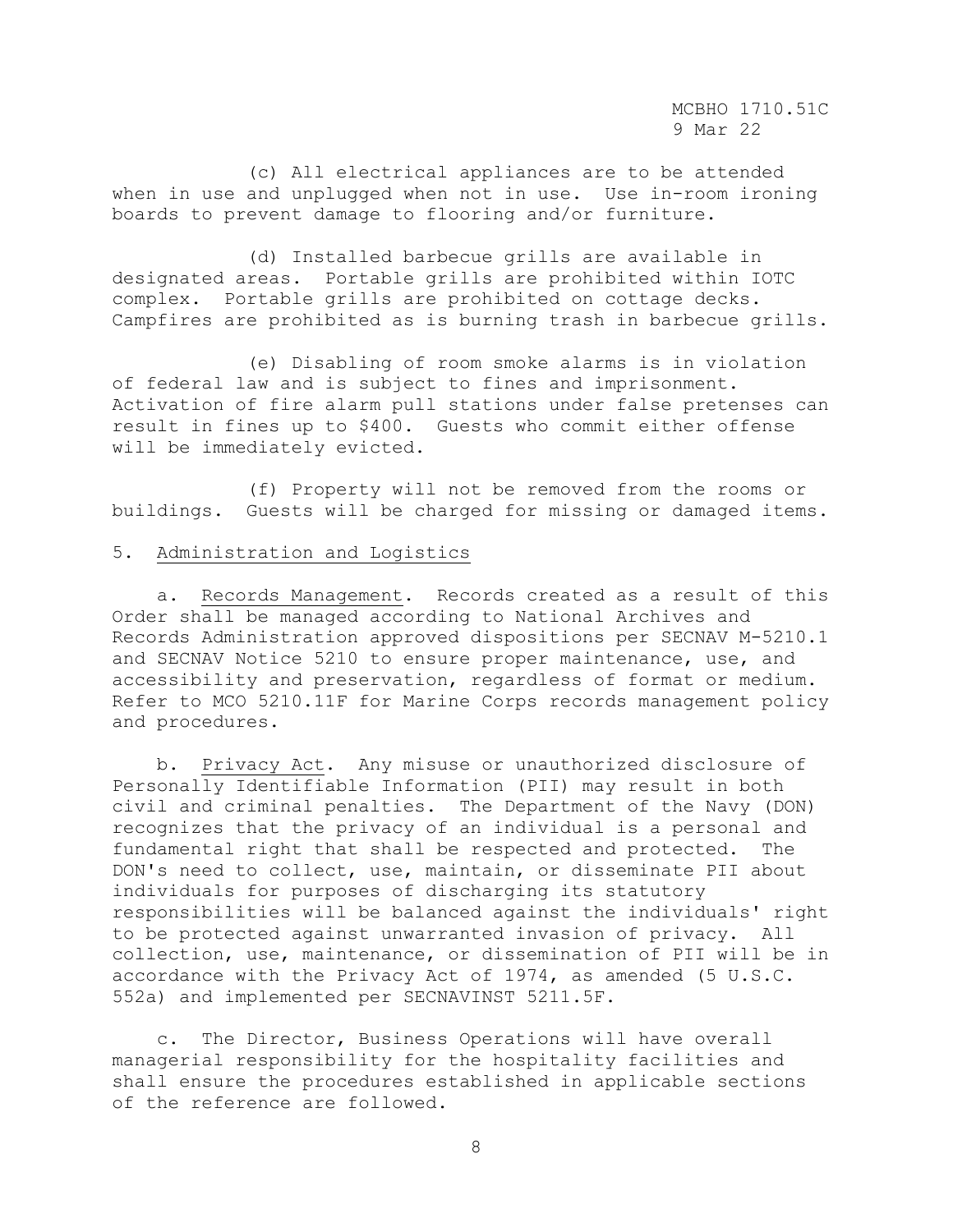(c) All electrical appliances are to be attended when in use and unplugged when not in use. Use in-room ironing boards to prevent damage to flooring and/or furniture.

(d) Installed barbecue grills are available in designated areas. Portable grills are prohibited within IOTC complex. Portable grills are prohibited on cottage decks. Campfires are prohibited as is burning trash in barbecue grills.

(e) Disabling of room smoke alarms is in violation of federal law and is subject to fines and imprisonment. Activation of fire alarm pull stations under false pretenses can result in fines up to $400. Guests who commit either offense will be immediately evicted.

(f) Property will not be removed from the rooms or buildings. Guests will be charged for missing or damaged items.

5. <u>Administration and Logistics</u>

a. <u>Records Management</u>. Records created as a result of this Order shall be managed according to National Archives and Records Administration approved dispositions per SECNAV M-5210.1 and SECNAV Notice 5210 to ensure proper maintenance, use, and accessibility and preservation, regardless of format or medium. Refer to MCO 5210.11F for Marine Corps records management policy and procedures.

b. <u>Privacy Act</u>. Any misuse or unauthorized disclosure of Personally Identifiable Information (PII) may result in both civil and criminal penalties. The Department of the Navy (DON) recognizes that the privacy of an individual is a personal and fundamental right that shall be respected and protected. The DON's need to collect, use, maintain, or disseminate PII about individuals for purposes of discharging its statutory responsibilities will be balanced against the individuals' right to be protected against unwarranted invasion of privacy. All collection, use, maintenance, or dissemination of PII will be in accordance with the Privacy Act of 1974, as amended (5 U.S.C. 552a) and implemented per SECNAVINST 5211.5F.

c. The Director, Business Operations will have overall managerial responsibility for the hospitality facilities and shall ensure the procedures established in applicable sections of the reference are followed.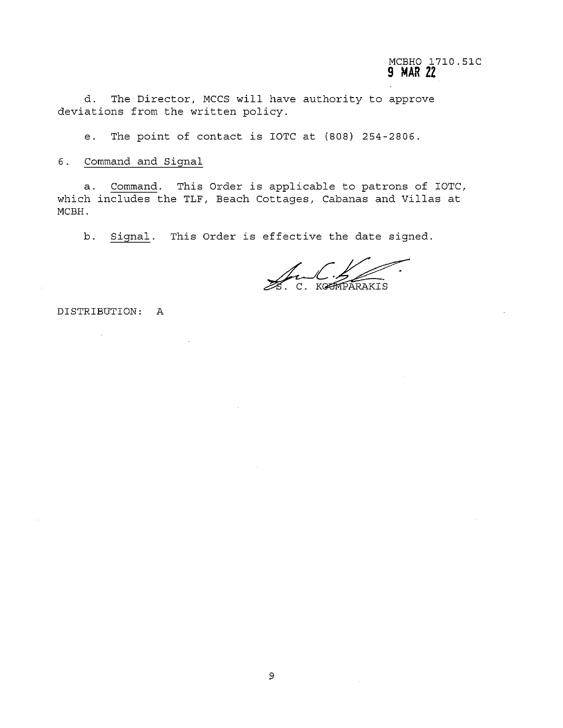MCBHO 1710.51C
9 MAR 22

d. The Director, MCCS will have authority to approve deviations from the written policy.

e. The point of contact is IOTC at (808) 254-2806.

6. Command and Signal

a. Command. This Order is applicable to patrons of IOTC, which includes the TLF, Beach Cottages, Cabanas and Villas at MCBH.

b. Signal. This Order is effective the date signed.

S. C. KOUMPARAKIS

DISTRIBUTION: A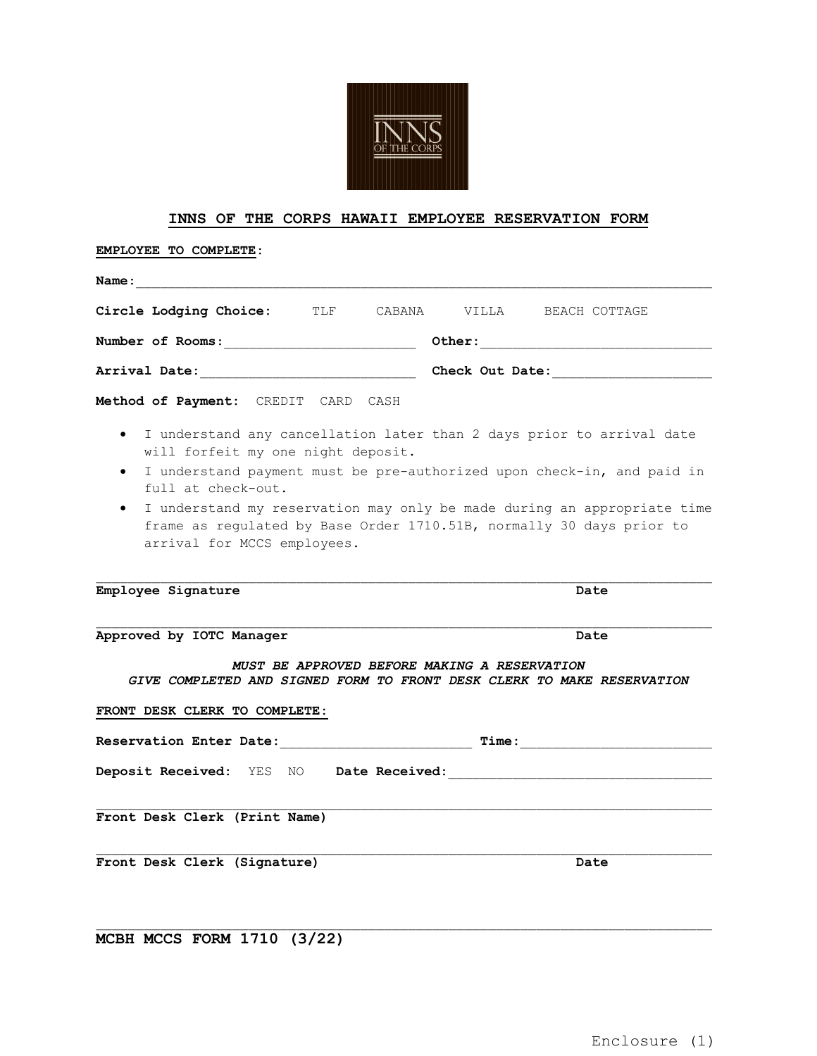## INNS OF THE CORPS HAWAII EMPLOYEE RESERVATION FORM

**EMPLOYEE TO COMPLETE:**

**Name:**\_\_\_\_\_\_\_\_\_\_\_\_\_\_\_\_\_\_\_\_\_\_\_\_\_\_\_\_\_\_\_\_\_\_\_\_\_\_\_\_\_\_\_\_\_\_\_\_\_\_\_\_\_\_\_\_\_\_\_\_\_\_\_\_\_\_\_\_\_\_\_\_\_

**Circle Lodging Choice:** TLF CABANA VILLA BEACH COTTAGE

**Number of Rooms:**\_\_\_\_\_\_\_\_\_\_\_\_\_\_\_\_\_\_\_\_\_\_\_\_ **Other:**\_\_\_\_\_\_\_\_\_\_\_\_\_\_\_\_\_\_\_\_\_\_\_\_\_\_\_\_\_\_

**Arrival Date:**\_\_\_\_\_\_\_\_\_\_\_\_\_\_\_\_\_\_\_\_\_\_\_\_\_\_\_ **Check Out Date:**\_\_\_\_\_\_\_\_\_\_\_\_\_\_\_\_\_\_\_\_

**Method of Payment:** CREDIT CARD CASH

- I understand any cancellation later than 2 days prior to arrival date will forfeit my one night deposit.
- I understand payment must be pre-authorized upon check-in, and paid in full at check-out.
- I understand my reservation may only be made during an appropriate time frame as regulated by Base Order 1710.51B, normally 30 days prior to arrival for MCCS employees.

\_\_\_\_\_\_\_\_\_\_\_\_\_\_\_\_\_\_\_\_\_\_\_\_\_\_\_\_\_\_\_\_\_\_\_\_\_\_\_\_\_\_\_\_\_\_\_\_\_\_\_\_\_\_\_\_\_\_\_\_\_\_\_\_\_\_\_\_\_\_\_\_\_\_\_\_

**Employee Signature** **Date**

\_\_\_\_\_\_\_\_\_\_\_\_\_\_\_\_\_\_\_\_\_\_\_\_\_\_\_\_\_\_\_\_\_\_\_\_\_\_\_\_\_\_\_\_\_\_\_\_\_\_\_\_\_\_\_\_\_\_\_\_\_\_\_\_\_\_\_\_\_\_\_\_\_\_\_\_

**Approved by IOTC Manager** **Date**

***MUST BE APPROVED BEFORE MAKING A RESERVATION***
***GIVE COMPLETED AND SIGNED FORM TO FRONT DESK CLERK TO MAKE RESERVATION***

**FRONT DESK CLERK TO COMPLETE:**

**Reservation Enter Date:**\_\_\_\_\_\_\_\_\_\_\_\_\_\_\_\_\_\_\_\_\_\_\_\_ **Time:**\_\_\_\_\_\_\_\_\_\_\_\_\_\_\_\_\_\_\_\_\_\_\_\_

**Deposit Received:** YES NO **Date Received:**\_\_\_\_\_\_\_\_\_\_\_\_\_\_\_\_\_\_\_\_\_\_\_\_\_\_\_\_\_\_\_\_\_\_

\_\_\_\_\_\_\_\_\_\_\_\_\_\_\_\_\_\_\_\_\_\_\_\_\_\_\_\_\_\_\_\_\_\_\_\_\_\_\_\_\_\_\_\_\_\_\_\_\_\_\_\_\_\_\_\_\_\_\_\_\_\_\_\_\_\_\_\_\_\_\_\_\_\_\_\_

**Front Desk Clerk (Print Name)**

\_\_\_\_\_\_\_\_\_\_\_\_\_\_\_\_\_\_\_\_\_\_\_\_\_\_\_\_\_\_\_\_\_\_\_\_\_\_\_\_\_\_\_\_\_\_\_\_\_\_\_\_\_\_\_\_\_\_\_\_\_\_\_\_\_\_\_\_\_\_\_\_\_\_\_\_

**Front Desk Clerk (Signature)** **Date**

**MCBH MCCS FORM 1710 (3/22)**

Enclosure (1)